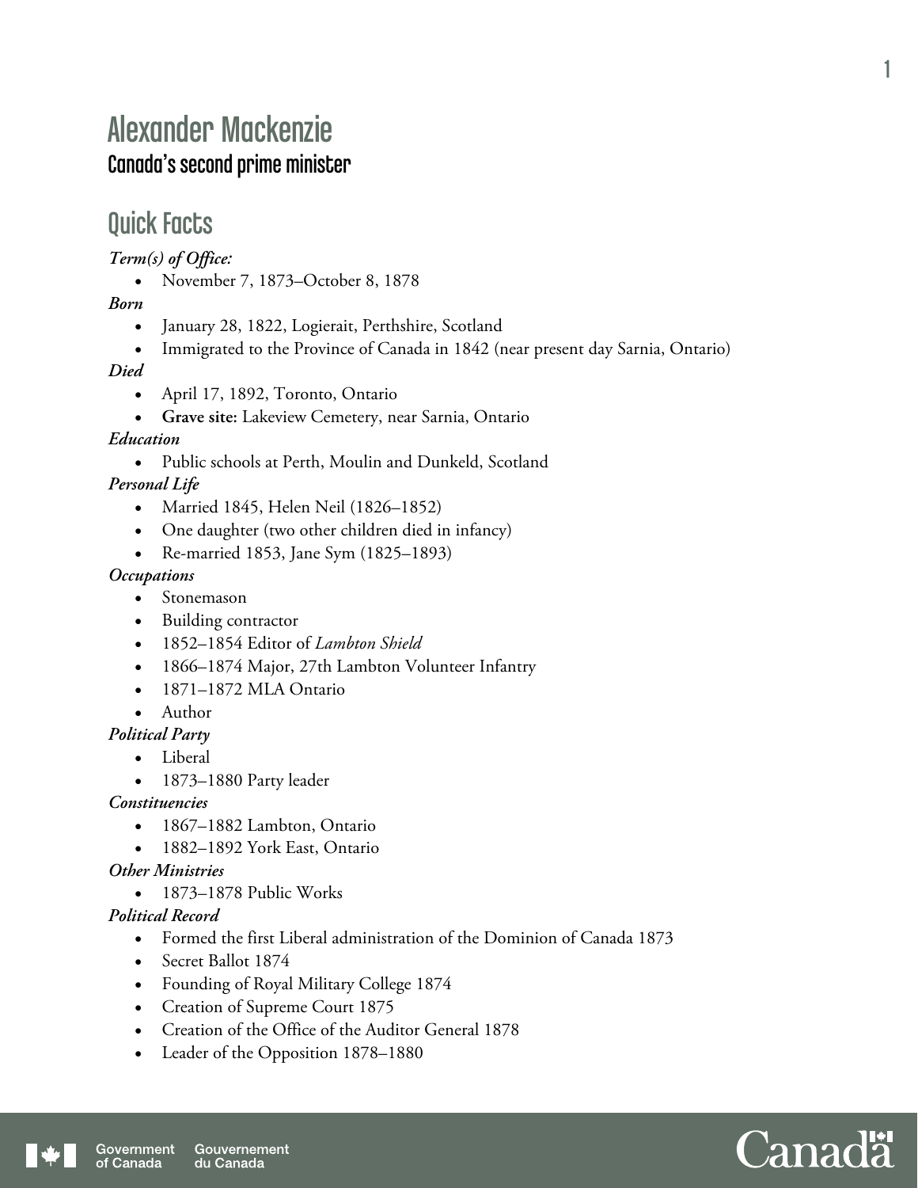# Alexander Mackenzie

### Canada's second prime minister

## Quick Facts

***Term(s) of Office:***

- November 7, 1873–October 8, 1878

***Born***

- January 28, 1822, Logierait, Perthshire, Scotland
- Immigrated to the Province of Canada in 1842 (near present day Sarnia, Ontario)

***Died***

- April 17, 1892, Toronto, Ontario
- **Grave site:** Lakeview Cemetery, near Sarnia, Ontario

***Education***

- Public schools at Perth, Moulin and Dunkeld, Scotland

***Personal Life***

- Married 1845, Helen Neil (1826–1852)
- One daughter (two other children died in infancy)
- Re-married 1853, Jane Sym (1825–1893)

***Occupations***

- Stonemason
- Building contractor
- 1852–1854 Editor of *Lambton Shield*
- 1866–1874 Major, 27th Lambton Volunteer Infantry
- 1871–1872 MLA Ontario
- Author

***Political Party***

- Liberal
- 1873–1880 Party leader

***Constituencies***

- 1867–1882 Lambton, Ontario
- 1882–1892 York East, Ontario

***Other Ministries***

- 1873–1878 Public Works

***Political Record***

- Formed the first Liberal administration of the Dominion of Canada 1873
- Secret Ballot 1874
- Founding of Royal Military College 1874
- Creation of Supreme Court 1875
- Creation of the Office of the Auditor General 1878
- Leader of the Opposition 1878–1880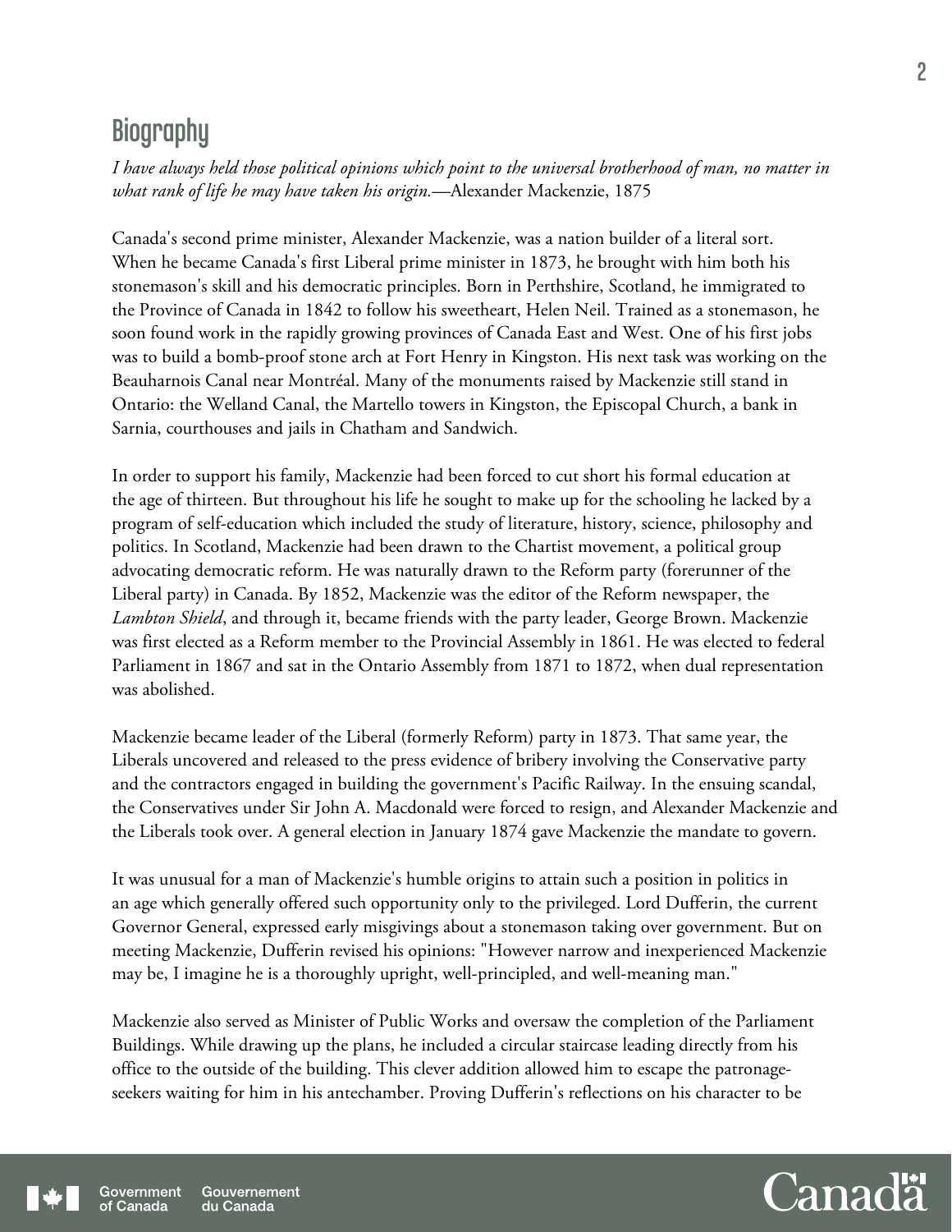## Biography

*I have always held those political opinions which point to the universal brotherhood of man, no matter in what rank of life he may have taken his origin.*—Alexander Mackenzie, 1875

Canada's second prime minister, Alexander Mackenzie, was a nation builder of a literal sort. When he became Canada's first Liberal prime minister in 1873, he brought with him both his stonemason's skill and his democratic principles. Born in Perthshire, Scotland, he immigrated to the Province of Canada in 1842 to follow his sweetheart, Helen Neil. Trained as a stonemason, he soon found work in the rapidly growing provinces of Canada East and West. One of his first jobs was to build a bomb-proof stone arch at Fort Henry in Kingston. His next task was working on the Beauharnois Canal near Montréal. Many of the monuments raised by Mackenzie still stand in Ontario: the Welland Canal, the Martello towers in Kingston, the Episcopal Church, a bank in Sarnia, courthouses and jails in Chatham and Sandwich.

In order to support his family, Mackenzie had been forced to cut short his formal education at the age of thirteen. But throughout his life he sought to make up for the schooling he lacked by a program of self-education which included the study of literature, history, science, philosophy and politics. In Scotland, Mackenzie had been drawn to the Chartist movement, a political group advocating democratic reform. He was naturally drawn to the Reform party (forerunner of the Liberal party) in Canada. By 1852, Mackenzie was the editor of the Reform newspaper, the *Lambton Shield*, and through it, became friends with the party leader, George Brown. Mackenzie was first elected as a Reform member to the Provincial Assembly in 1861. He was elected to federal Parliament in 1867 and sat in the Ontario Assembly from 1871 to 1872, when dual representation was abolished.

Mackenzie became leader of the Liberal (formerly Reform) party in 1873. That same year, the Liberals uncovered and released to the press evidence of bribery involving the Conservative party and the contractors engaged in building the government's Pacific Railway. In the ensuing scandal, the Conservatives under Sir John A. Macdonald were forced to resign, and Alexander Mackenzie and the Liberals took over. A general election in January 1874 gave Mackenzie the mandate to govern.

It was unusual for a man of Mackenzie's humble origins to attain such a position in politics in an age which generally offered such opportunity only to the privileged. Lord Dufferin, the current Governor General, expressed early misgivings about a stonemason taking over government. But on meeting Mackenzie, Dufferin revised his opinions: "However narrow and inexperienced Mackenzie may be, I imagine he is a thoroughly upright, well-principled, and well-meaning man."

Mackenzie also served as Minister of Public Works and oversaw the completion of the Parliament Buildings. While drawing up the plans, he included a circular staircase leading directly from his office to the outside of the building. This clever addition allowed him to escape the patronage-seekers waiting for him in his antechamber. Proving Dufferin's reflections on his character to be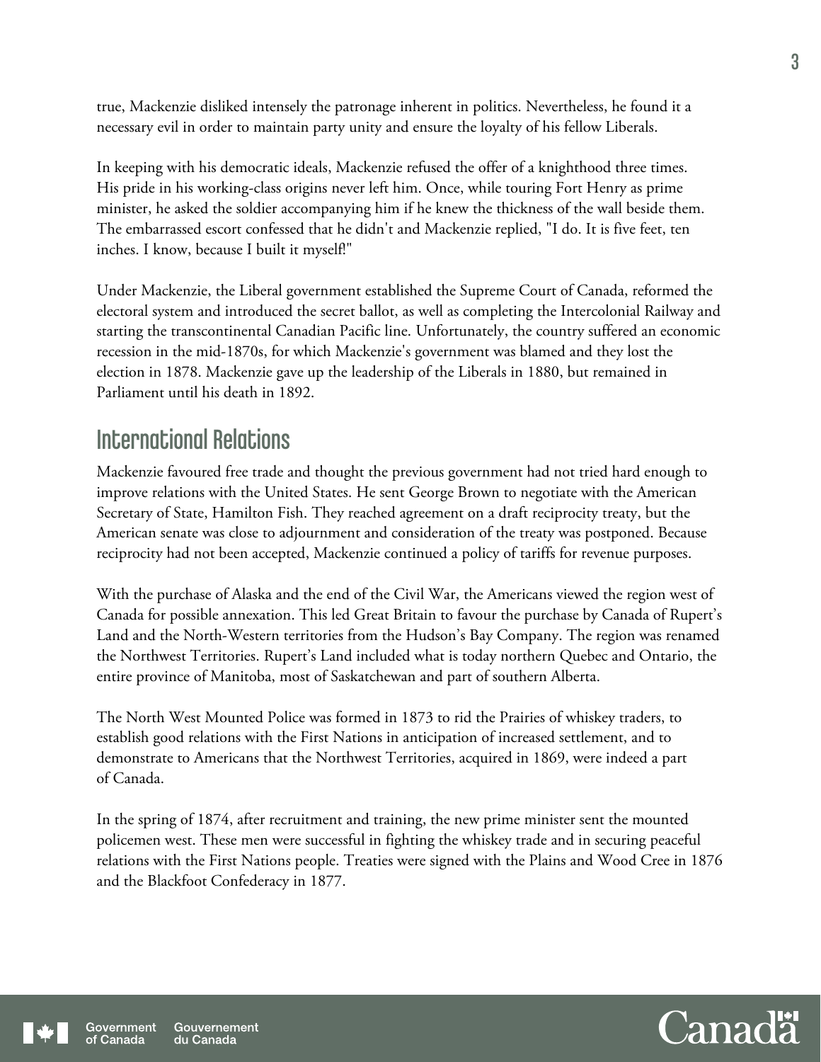true, Mackenzie disliked intensely the patronage inherent in politics. Nevertheless, he found it a necessary evil in order to maintain party unity and ensure the loyalty of his fellow Liberals.

In keeping with his democratic ideals, Mackenzie refused the offer of a knighthood three times. His pride in his working-class origins never left him. Once, while touring Fort Henry as prime minister, he asked the soldier accompanying him if he knew the thickness of the wall beside them. The embarrassed escort confessed that he didn't and Mackenzie replied, "I do. It is five feet, ten inches. I know, because I built it myself!"

Under Mackenzie, the Liberal government established the Supreme Court of Canada, reformed the electoral system and introduced the secret ballot, as well as completing the Intercolonial Railway and starting the transcontinental Canadian Pacific line. Unfortunately, the country suffered an economic recession in the mid-1870s, for which Mackenzie's government was blamed and they lost the election in 1878. Mackenzie gave up the leadership of the Liberals in 1880, but remained in Parliament until his death in 1892.

## International Relations

Mackenzie favoured free trade and thought the previous government had not tried hard enough to improve relations with the United States. He sent George Brown to negotiate with the American Secretary of State, Hamilton Fish. They reached agreement on a draft reciprocity treaty, but the American senate was close to adjournment and consideration of the treaty was postponed. Because reciprocity had not been accepted, Mackenzie continued a policy of tariffs for revenue purposes.

With the purchase of Alaska and the end of the Civil War, the Americans viewed the region west of Canada for possible annexation. This led Great Britain to favour the purchase by Canada of Rupert's Land and the North-Western territories from the Hudson's Bay Company. The region was renamed the Northwest Territories. Rupert's Land included what is today northern Quebec and Ontario, the entire province of Manitoba, most of Saskatchewan and part of southern Alberta.

The North West Mounted Police was formed in 1873 to rid the Prairies of whiskey traders, to establish good relations with the First Nations in anticipation of increased settlement, and to demonstrate to Americans that the Northwest Territories, acquired in 1869, were indeed a part of Canada.

In the spring of 1874, after recruitment and training, the new prime minister sent the mounted policemen west. These men were successful in fighting the whiskey trade and in securing peaceful relations with the First Nations people. Treaties were signed with the Plains and Wood Cree in 1876 and the Blackfoot Confederacy in 1877.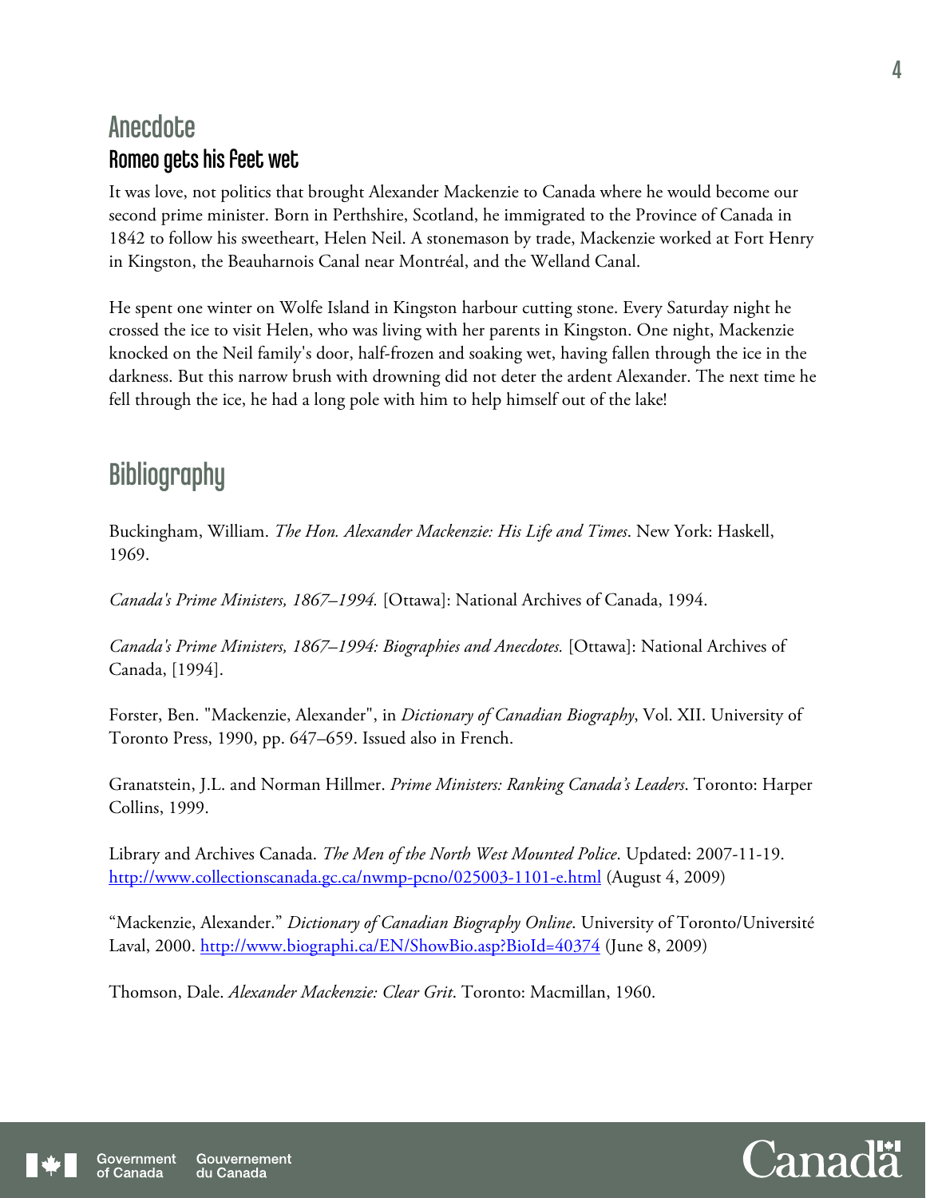## Anecdote

### Romeo gets his feet wet

It was love, not politics that brought Alexander Mackenzie to Canada where he would become our second prime minister. Born in Perthshire, Scotland, he immigrated to the Province of Canada in 1842 to follow his sweetheart, Helen Neil. A stonemason by trade, Mackenzie worked at Fort Henry in Kingston, the Beauharnois Canal near Montréal, and the Welland Canal.

He spent one winter on Wolfe Island in Kingston harbour cutting stone. Every Saturday night he crossed the ice to visit Helen, who was living with her parents in Kingston. One night, Mackenzie knocked on the Neil family's door, half-frozen and soaking wet, having fallen through the ice in the darkness. But this narrow brush with drowning did not deter the ardent Alexander. The next time he fell through the ice, he had a long pole with him to help himself out of the lake!

## Bibliography

Buckingham, William. *The Hon. Alexander Mackenzie: His Life and Times*. New York: Haskell, 1969.

*Canada's Prime Ministers, 1867–1994.* [Ottawa]: National Archives of Canada, 1994.

*Canada's Prime Ministers, 1867–1994: Biographies and Anecdotes.* [Ottawa]: National Archives of Canada, [1994].

Forster, Ben. "Mackenzie, Alexander", in *Dictionary of Canadian Biography*, Vol. XII. University of Toronto Press, 1990, pp. 647–659. Issued also in French.

Granatstein, J.L. and Norman Hillmer. *Prime Ministers: Ranking Canada's Leaders*. Toronto: Harper Collins, 1999.

Library and Archives Canada. *The Men of the North West Mounted Police*. Updated: 2007-11-19. http://www.collectionscanada.gc.ca/nwmp-pcno/025003-1101-e.html (August 4, 2009)

"Mackenzie, Alexander." *Dictionary of Canadian Biography Online*. University of Toronto/Université Laval, 2000. http://www.biographi.ca/EN/ShowBio.asp?BioId=40374 (June 8, 2009)

Thomson, Dale. *Alexander Mackenzie: Clear Grit*. Toronto: Macmillan, 1960.